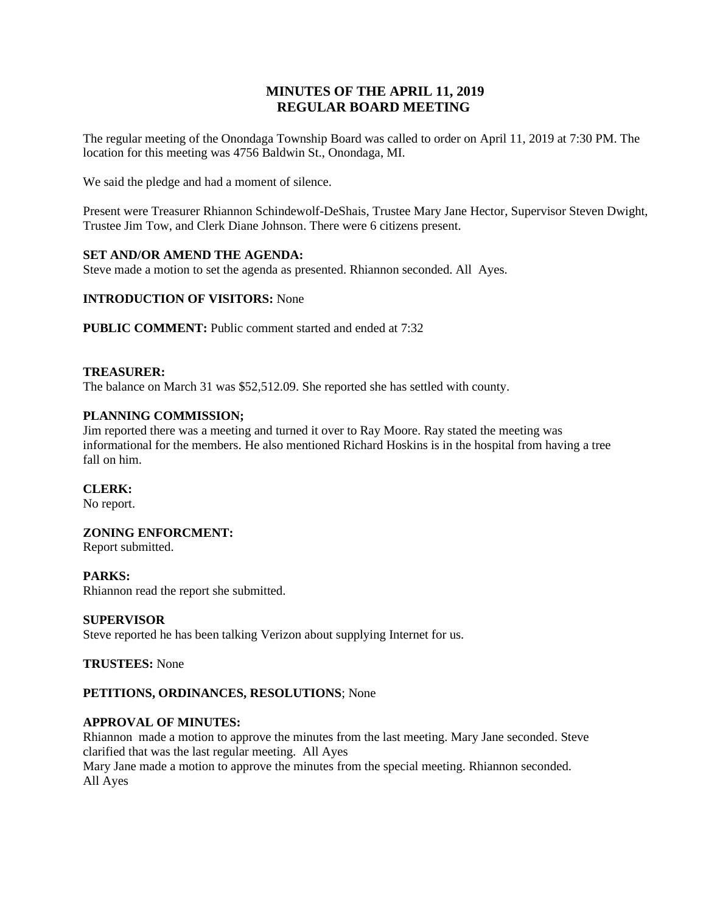# MINUTES OF THE APRIL 11, 2019
# REGULAR BOARD MEETING

The regular meeting of the Onondaga Township Board was called to order on April 11, 2019 at 7:30 PM. The location for this meeting was 4756 Baldwin St., Onondaga, MI.

We said the pledge and had a moment of silence.

Present were Treasurer Rhiannon Schindewolf-DeShais, Trustee Mary Jane Hector, Supervisor Steven Dwight, Trustee Jim Tow, and Clerk Diane Johnson. There were 6 citizens present.

**SET AND/OR AMEND THE AGENDA:**
Steve made a motion to set the agenda as presented. Rhiannon seconded. All Ayes.

**INTRODUCTION OF VISITORS:** None

**PUBLIC COMMENT:** Public comment started and ended at 7:32

**TREASURER:**
The balance on March 31 was $52,512.09. She reported she has settled with county.

**PLANNING COMMISSION;**
Jim reported there was a meeting and turned it over to Ray Moore. Ray stated the meeting was informational for the members. He also mentioned Richard Hoskins is in the hospital from having a tree fall on him.

**CLERK:**
No report.

**ZONING ENFORCMENT:**
Report submitted.

**PARKS:**
Rhiannon read the report she submitted.

**SUPERVISOR**
Steve reported he has been talking Verizon about supplying Internet for us.

**TRUSTEES:** None

**PETITIONS, ORDINANCES, RESOLUTIONS**; None

**APPROVAL OF MINUTES:**
Rhiannon made a motion to approve the minutes from the last meeting. Mary Jane seconded. Steve clarified that was the last regular meeting. All Ayes
Mary Jane made a motion to approve the minutes from the special meeting. Rhiannon seconded. All Ayes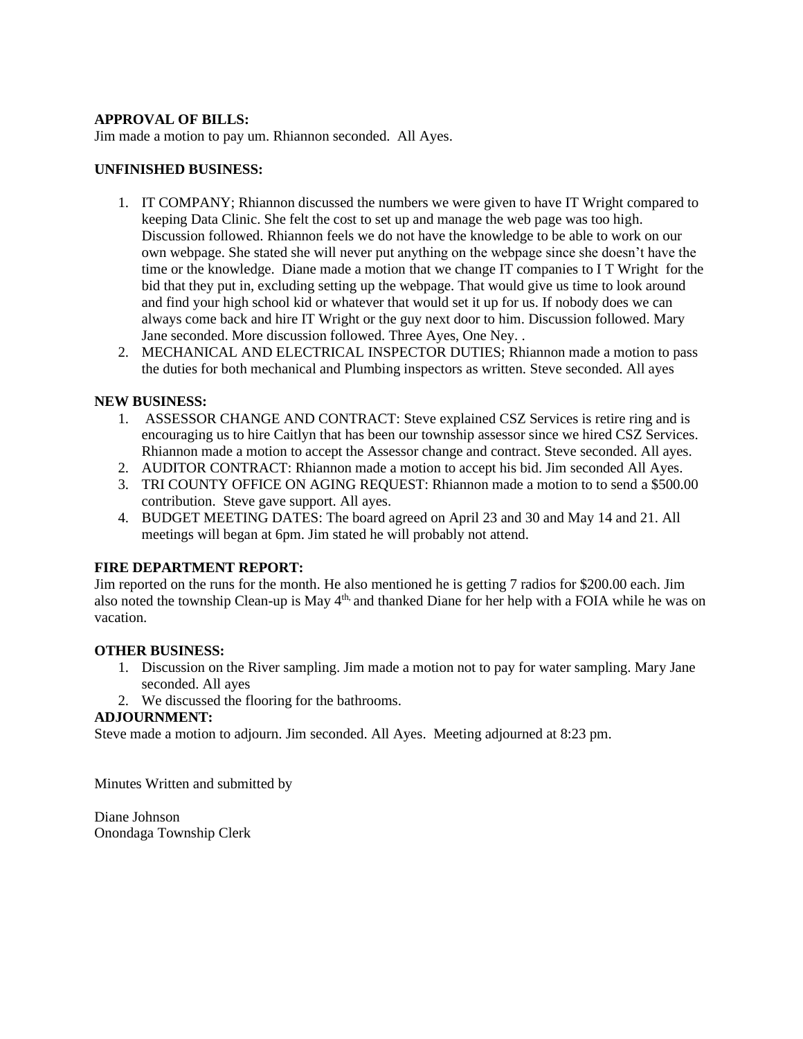**APPROVAL OF BILLS:**
Jim made a motion to pay um. Rhiannon seconded. All Ayes.

**UNFINISHED BUSINESS:**

1. IT COMPANY; Rhiannon discussed the numbers we were given to have IT Wright compared to keeping Data Clinic. She felt the cost to set up and manage the web page was too high. Discussion followed. Rhiannon feels we do not have the knowledge to be able to work on our own webpage. She stated she will never put anything on the webpage since she doesn't have the time or the knowledge. Diane made a motion that we change IT companies to I T Wright for the bid that they put in, excluding setting up the webpage. That would give us time to look around and find your high school kid or whatever that would set it up for us. If nobody does we can always come back and hire IT Wright or the guy next door to him. Discussion followed. Mary Jane seconded. More discussion followed. Three Ayes, One Ney. .
2. MECHANICAL AND ELECTRICAL INSPECTOR DUTIES; Rhiannon made a motion to pass the duties for both mechanical and Plumbing inspectors as written. Steve seconded. All ayes

**NEW BUSINESS:**

1. ASSESSOR CHANGE AND CONTRACT: Steve explained CSZ Services is retire ring and is encouraging us to hire Caitlyn that has been our township assessor since we hired CSZ Services. Rhiannon made a motion to accept the Assessor change and contract. Steve seconded. All ayes.
2. AUDITOR CONTRACT: Rhiannon made a motion to accept his bid. Jim seconded All Ayes.
3. TRI COUNTY OFFICE ON AGING REQUEST: Rhiannon made a motion to to send a $500.00 contribution. Steve gave support. All ayes.
4. BUDGET MEETING DATES: The board agreed on April 23 and 30 and May 14 and 21. All meetings will began at 6pm. Jim stated he will probably not attend.

**FIRE DEPARTMENT REPORT:**
Jim reported on the runs for the month. He also mentioned he is getting 7 radios for $200.00 each. Jim also noted the township Clean-up is May 4th, and thanked Diane for her help with a FOIA while he was on vacation.

**OTHER BUSINESS:**

1. Discussion on the River sampling. Jim made a motion not to pay for water sampling. Mary Jane seconded. All ayes
2. We discussed the flooring for the bathrooms.

**ADJOURNMENT:**
Steve made a motion to adjourn. Jim seconded. All Ayes. Meeting adjourned at 8:23 pm.

Minutes Written and submitted by

Diane Johnson
Onondaga Township Clerk